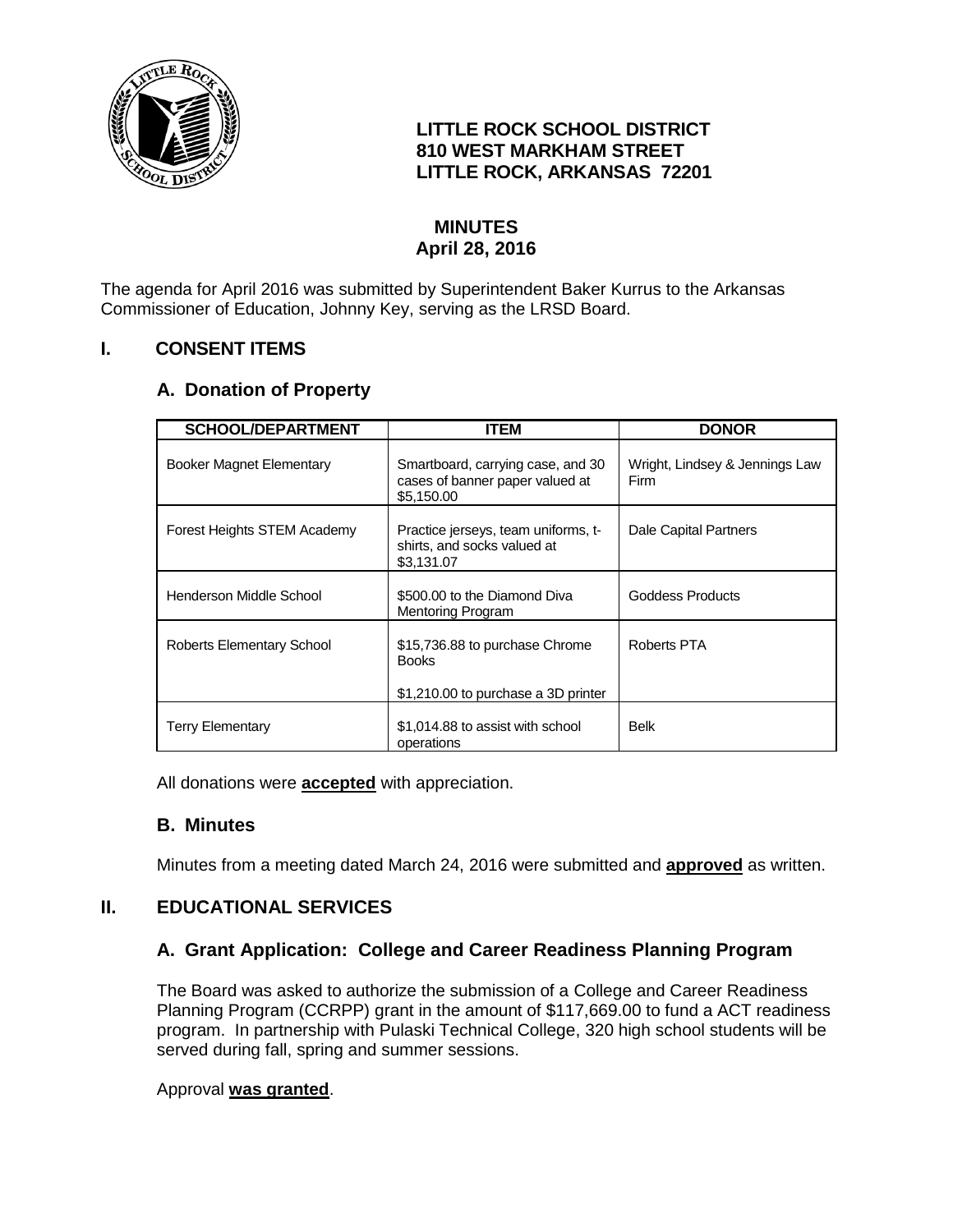**LITTLE ROCK SCHOOL DISTRICT**
**810 WEST MARKHAM STREET**
**LITTLE ROCK, ARKANSAS 72201**

# MINUTES
## April 28, 2016

The agenda for April 2016 was submitted by Superintendent Baker Kurrus to the Arkansas Commissioner of Education, Johnny Key, serving as the LRSD Board.

## I. CONSENT ITEMS

### A. Donation of Property

| SCHOOL/DEPARTMENT | ITEM | DONOR |
|---|---|---|
| Booker Magnet Elementary | Smartboard, carrying case, and 30 cases of banner paper valued at $5,150.00 | Wright, Lindsey & Jennings Law Firm |
| Forest Heights STEM Academy | Practice jerseys, team uniforms, t-shirts, and socks valued at $3,131.07 | Dale Capital Partners |
| Henderson Middle School | $500.00 to the Diamond Diva Mentoring Program | Goddess Products |
| Roberts Elementary School | $15,736.88 to purchase Chrome Books<br><br>$1,210.00 to purchase a 3D printer | Roberts PTA |
| Terry Elementary | $1,014.88 to assist with school operations | Belk |

All donations were **accepted** with appreciation.

### B. Minutes

Minutes from a meeting dated March 24, 2016 were submitted and **approved** as written.

## II. EDUCATIONAL SERVICES

### A. Grant Application: College and Career Readiness Planning Program

The Board was asked to authorize the submission of a College and Career Readiness Planning Program (CCRPP) grant in the amount of $117,669.00 to fund a ACT readiness program. In partnership with Pulaski Technical College, 320 high school students will be served during fall, spring and summer sessions.

Approval **was granted**.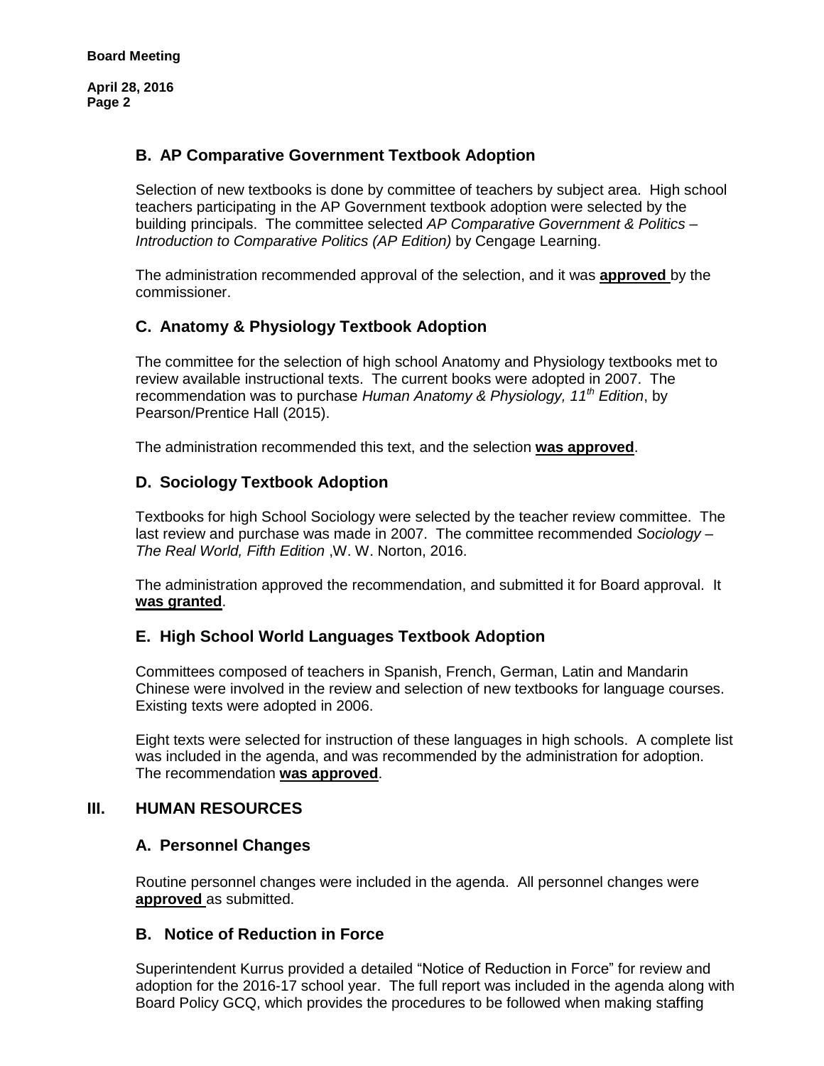## B. AP Comparative Government Textbook Adoption

Selection of new textbooks is done by committee of teachers by subject area. High school teachers participating in the AP Government textbook adoption were selected by the building principals. The committee selected *AP Comparative Government & Politics – Introduction to Comparative Politics (AP Edition)* by Cengage Learning.

The administration recommended approval of the selection, and it was **approved** by the commissioner.

## C. Anatomy & Physiology Textbook Adoption

The committee for the selection of high school Anatomy and Physiology textbooks met to review available instructional texts. The current books were adopted in 2007. The recommendation was to purchase *Human Anatomy & Physiology, 11th Edition*, by Pearson/Prentice Hall (2015).

The administration recommended this text, and the selection **was approved**.

## D. Sociology Textbook Adoption

Textbooks for high School Sociology were selected by the teacher review committee. The last review and purchase was made in 2007. The committee recommended *Sociology – The Real World, Fifth Edition* ,W. W. Norton, 2016.

The administration approved the recommendation, and submitted it for Board approval. It **was granted**.

## E. High School World Languages Textbook Adoption

Committees composed of teachers in Spanish, French, German, Latin and Mandarin Chinese were involved in the review and selection of new textbooks for language courses. Existing texts were adopted in 2006.

Eight texts were selected for instruction of these languages in high schools. A complete list was included in the agenda, and was recommended by the administration for adoption. The recommendation **was approved**.

# III. HUMAN RESOURCES

## A. Personnel Changes

Routine personnel changes were included in the agenda. All personnel changes were **approved** as submitted.

## B. Notice of Reduction in Force

Superintendent Kurrus provided a detailed "Notice of Reduction in Force" for review and adoption for the 2016-17 school year. The full report was included in the agenda along with Board Policy GCQ, which provides the procedures to be followed when making staffing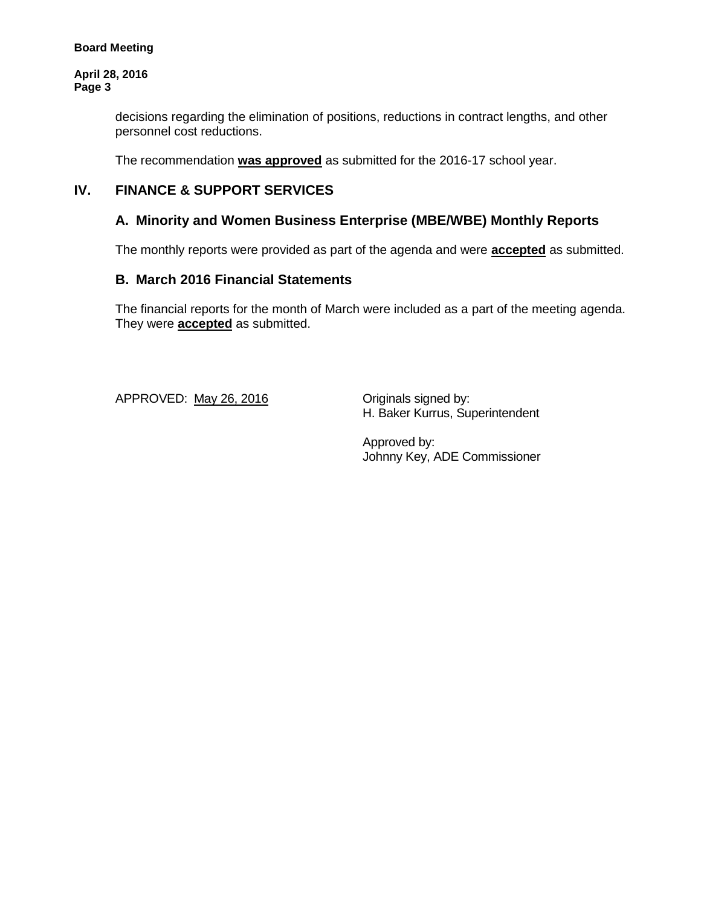decisions regarding the elimination of positions, reductions in contract lengths, and other personnel cost reductions.

The recommendation **was approved** as submitted for the 2016-17 school year.

## IV. FINANCE & SUPPORT SERVICES

### A. Minority and Women Business Enterprise (MBE/WBE) Monthly Reports

The monthly reports were provided as part of the agenda and were **accepted** as submitted.

### B. March 2016 Financial Statements

The financial reports for the month of March were included as a part of the meeting agenda. They were **accepted** as submitted.

APPROVED: May 26, 2016

Originals signed by:
H. Baker Kurrus, Superintendent

Approved by:
Johnny Key, ADE Commissioner